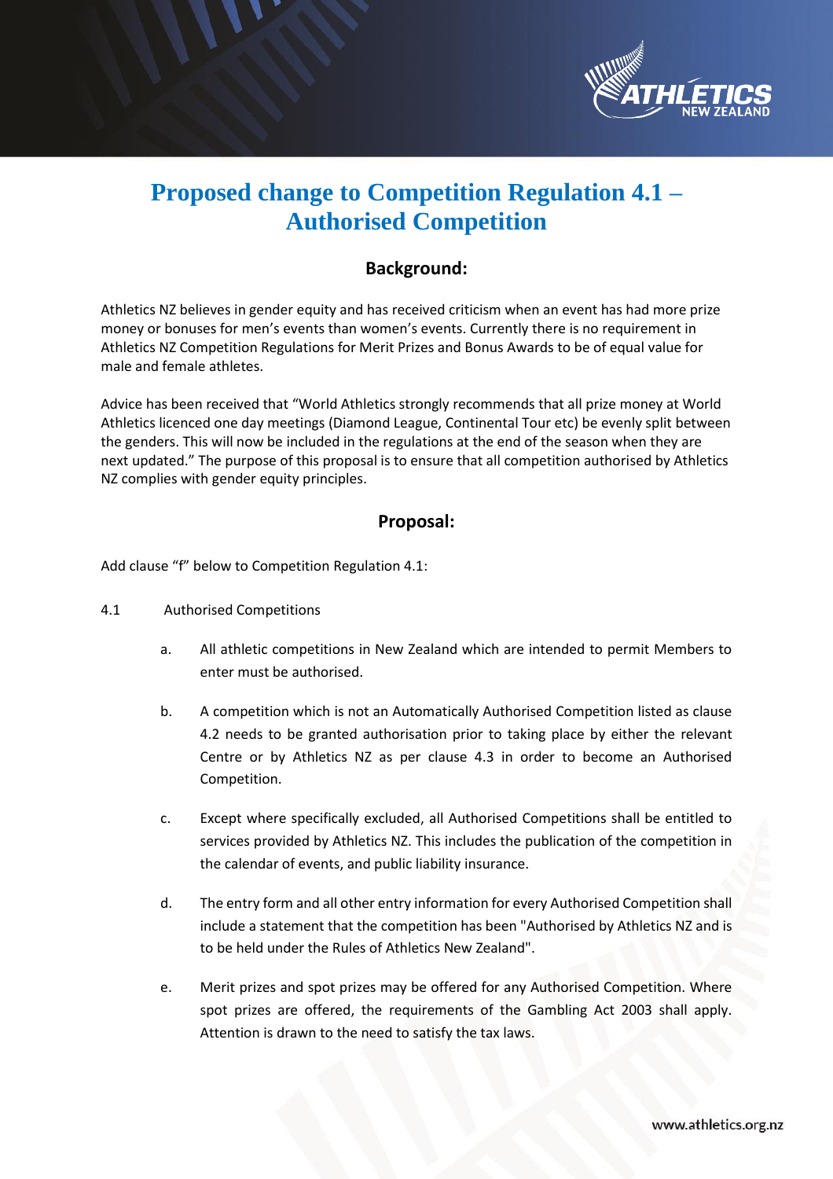# Proposed change to Competition Regulation 4.1 – Authorised Competition

## Background:

Athletics NZ believes in gender equity and has received criticism when an event has had more prize money or bonuses for men's events than women's events. Currently there is no requirement in Athletics NZ Competition Regulations for Merit Prizes and Bonus Awards to be of equal value for male and female athletes.

Advice has been received that "World Athletics strongly recommends that all prize money at World Athletics licenced one day meetings (Diamond League, Continental Tour etc) be evenly split between the genders. This will now be included in the regulations at the end of the season when they are next updated." The purpose of this proposal is to ensure that all competition authorised by Athletics NZ complies with gender equity principles.

## Proposal:

Add clause "f" below to Competition Regulation 4.1:

4.1 Authorised Competitions

a. All athletic competitions in New Zealand which are intended to permit Members to enter must be authorised.

b. A competition which is not an Automatically Authorised Competition listed as clause 4.2 needs to be granted authorisation prior to taking place by either the relevant Centre or by Athletics NZ as per clause 4.3 in order to become an Authorised Competition.

c. Except where specifically excluded, all Authorised Competitions shall be entitled to services provided by Athletics NZ. This includes the publication of the competition in the calendar of events, and public liability insurance.

d. The entry form and all other entry information for every Authorised Competition shall include a statement that the competition has been "Authorised by Athletics NZ and is to be held under the Rules of Athletics New Zealand".

e. Merit prizes and spot prizes may be offered for any Authorised Competition. Where spot prizes are offered, the requirements of the Gambling Act 2003 shall apply. Attention is drawn to the need to satisfy the tax laws.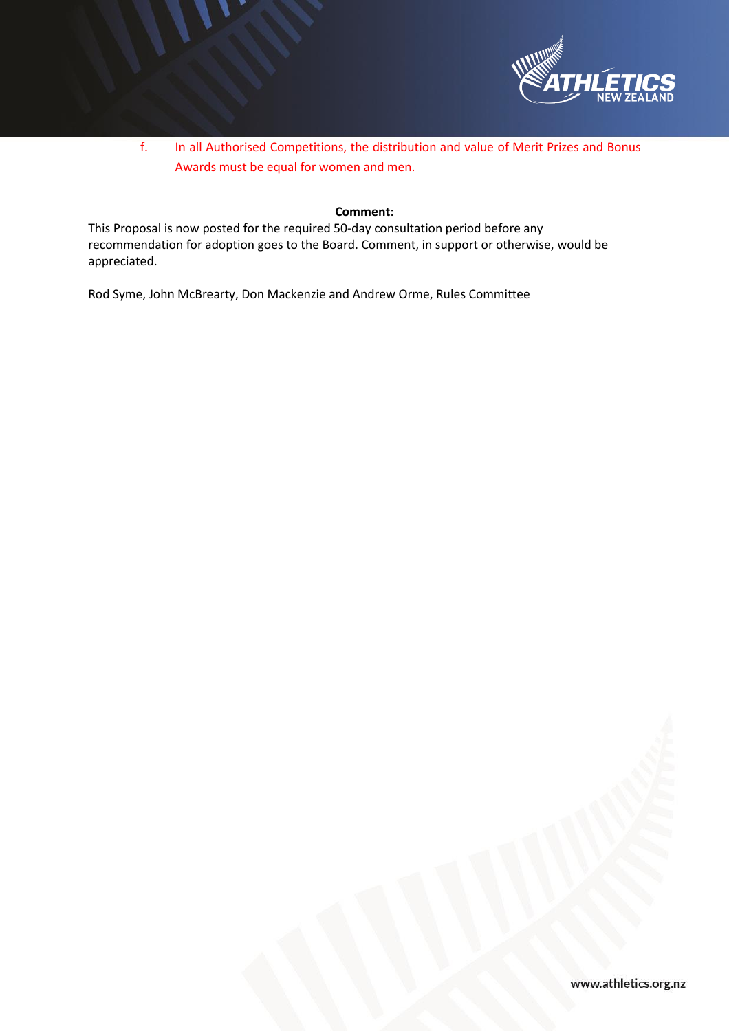f. In all Authorised Competitions, the distribution and value of Merit Prizes and Bonus Awards must be equal for women and men.

**Comment**:

This Proposal is now posted for the required 50-day consultation period before any recommendation for adoption goes to the Board. Comment, in support or otherwise, would be appreciated.

Rod Syme, John McBrearty, Don Mackenzie and Andrew Orme, Rules Committee